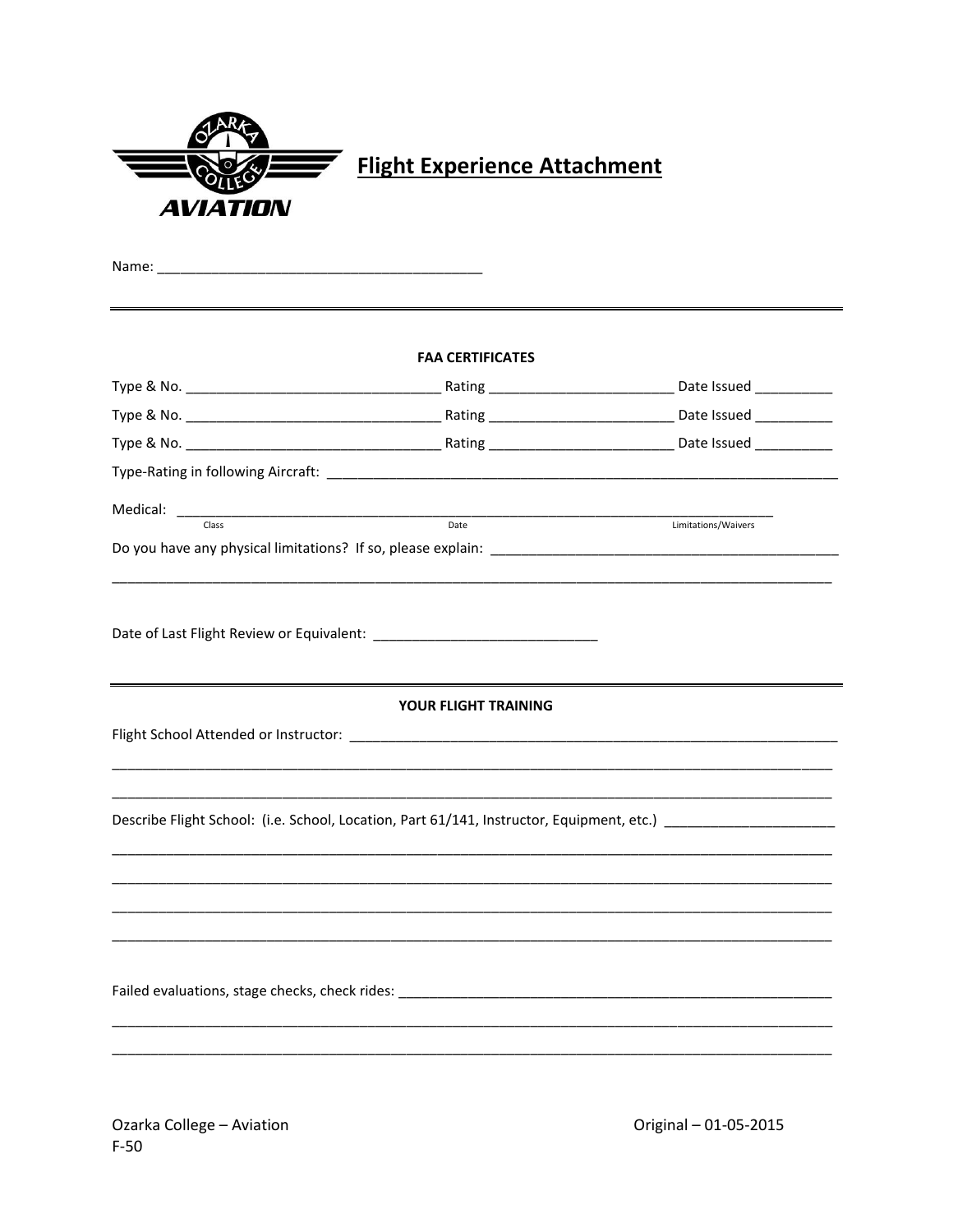# Flight Experience Attachment

Name: ___________________________________________

---

**FAA CERTIFICATES**

Type & No. _________________________________ Rating ________________________ Date Issued __________

Type & No. _________________________________ Rating ________________________ Date Issued __________

Type & No. _________________________________ Rating ________________________ Date Issued __________

Type-Rating in following Aircraft: ______________________________________________________________________

Medical: ___________________________________________________________________________________
Class Date Limitations/Waivers

Do you have any physical limitations? If so, please explain: ______________________________________________

_____________________________________________________________________________________________

Date of Last Flight Review or Equivalent: ______________________________

---

**YOUR FLIGHT TRAINING**

Flight School Attended or Instructor: ______________________________________________________________

_____________________________________________________________________________________________

_____________________________________________________________________________________________

Describe Flight School: (i.e. School, Location, Part 61/141, Instructor, Equipment, etc.) ______________________

_____________________________________________________________________________________________

_____________________________________________________________________________________________

_____________________________________________________________________________________________

_____________________________________________________________________________________________

Failed evaluations, stage checks, check rides: ______________________________________________________

_____________________________________________________________________________________________

_____________________________________________________________________________________________

Ozarka College – Aviation
F-50

Original – 01-05-2015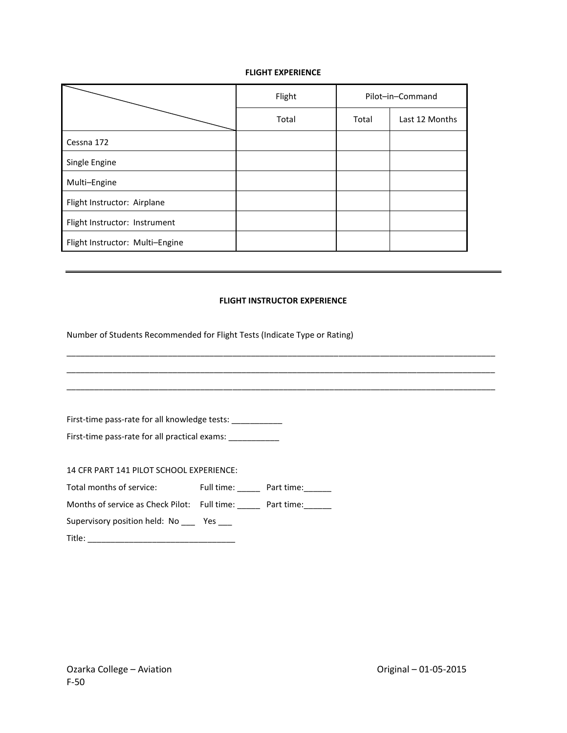## FLIGHT EXPERIENCE

| | Flight | Pilot–in–Command | |
|---|---|---|---|
| | Total | Total | Last 12 Months |
| Cessna 172 | | | |
| Single Engine | | | |
| Multi–Engine | | | |
| Flight Instructor: Airplane | | | |
| Flight Instructor: Instrument | | | |
| Flight Instructor: Multi–Engine | | | |

---

## FLIGHT INSTRUCTOR EXPERIENCE

Number of Students Recommended for Flight Tests (Indicate Type or Rating)

\_\_\_\_\_\_\_\_\_\_\_\_\_\_\_\_\_\_\_\_\_\_\_\_\_\_\_\_\_\_\_\_\_\_\_\_\_\_\_\_\_\_\_\_\_\_\_\_\_\_\_\_\_\_\_\_\_\_\_\_\_\_\_\_\_\_\_\_\_\_\_\_\_\_\_\_\_\_

\_\_\_\_\_\_\_\_\_\_\_\_\_\_\_\_\_\_\_\_\_\_\_\_\_\_\_\_\_\_\_\_\_\_\_\_\_\_\_\_\_\_\_\_\_\_\_\_\_\_\_\_\_\_\_\_\_\_\_\_\_\_\_\_\_\_\_\_\_\_\_\_\_\_\_\_\_\_

\_\_\_\_\_\_\_\_\_\_\_\_\_\_\_\_\_\_\_\_\_\_\_\_\_\_\_\_\_\_\_\_\_\_\_\_\_\_\_\_\_\_\_\_\_\_\_\_\_\_\_\_\_\_\_\_\_\_\_\_\_\_\_\_\_\_\_\_\_\_\_\_\_\_\_\_\_\_

First-time pass-rate for all knowledge tests: \_\_\_\_\_\_\_\_\_\_\_

First-time pass-rate for all practical exams: \_\_\_\_\_\_\_\_\_\_\_

14 CFR PART 141 PILOT SCHOOL EXPERIENCE:

Total months of service: Full time: \_\_\_\_\_ Part time:\_\_\_\_\_\_

Months of service as Check Pilot: Full time: \_\_\_\_\_ Part time:\_\_\_\_\_\_

Supervisory position held: No \_\_\_ Yes \_\_\_

Title: \_\_\_\_\_\_\_\_\_\_\_\_\_\_\_\_\_\_\_\_\_\_\_\_\_\_\_\_\_\_\_\_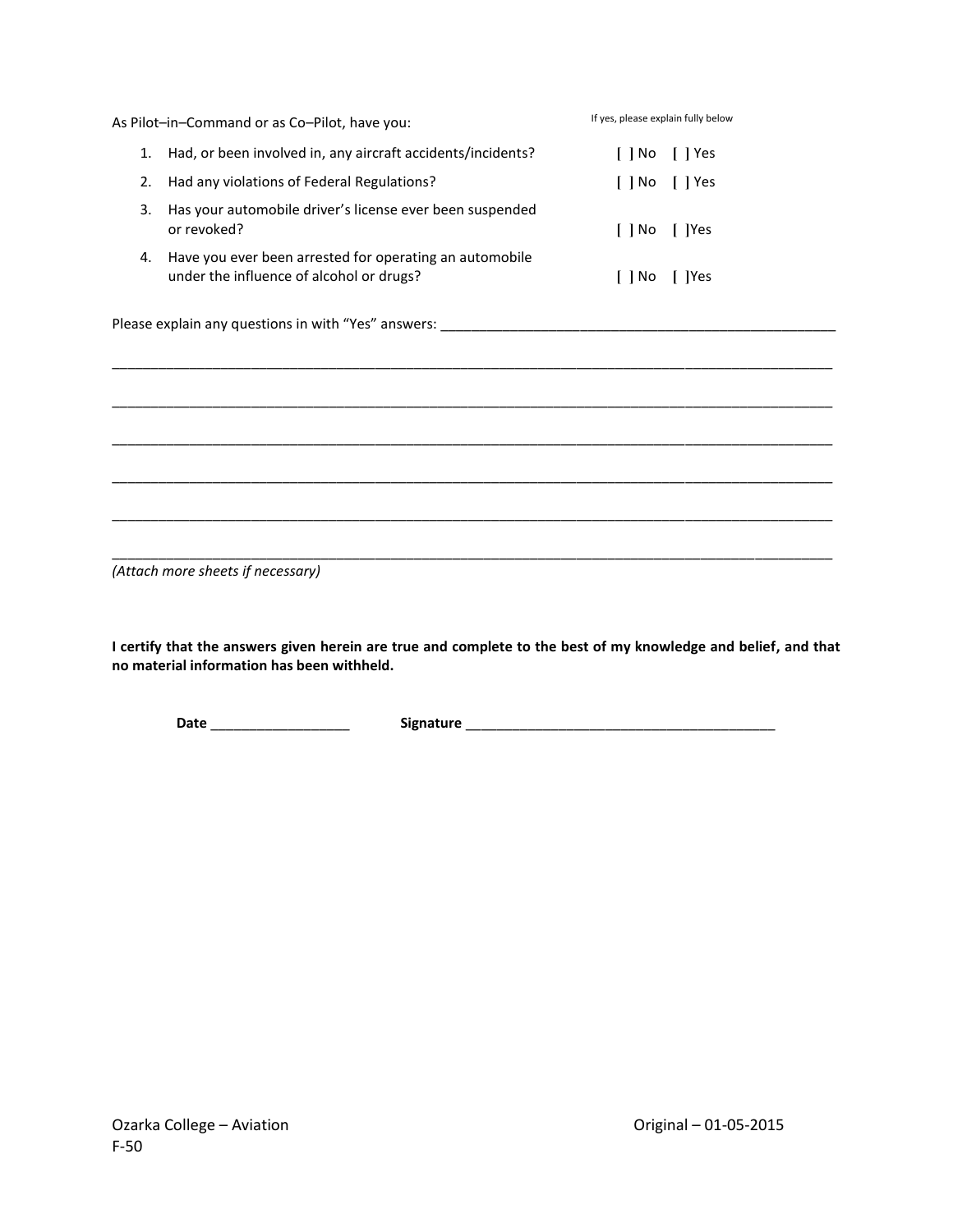As Pilot–in–Command or as Co–Pilot, have you: If yes, please explain fully below

1. Had, or been involved in, any aircraft accidents/incidents? **[ ]** No **[ ]** Yes
2. Had any violations of Federal Regulations? **[ ]** No **[ ]** Yes
3. Has your automobile driver's license ever been suspended or revoked? **[ ]** No **[ ]**Yes
4. Have you ever been arrested for operating an automobile under the influence of alcohol or drugs? **[ ]** No **[ ]**Yes

Please explain any questions in with "Yes" answers: ____________________________________________________

_____________________________________________________________________________________________

_____________________________________________________________________________________________

_____________________________________________________________________________________________

_____________________________________________________________________________________________

_____________________________________________________________________________________________

_____________________________________________________________________________________________

*(Attach more sheets if necessary)*

**I certify that the answers given herein are true and complete to the best of my knowledge and belief, and that no material information has been withheld.**

**Date** __________________ **Signature** ________________________________________

Ozarka College – Aviation
F-50

Original – 01-05-2015